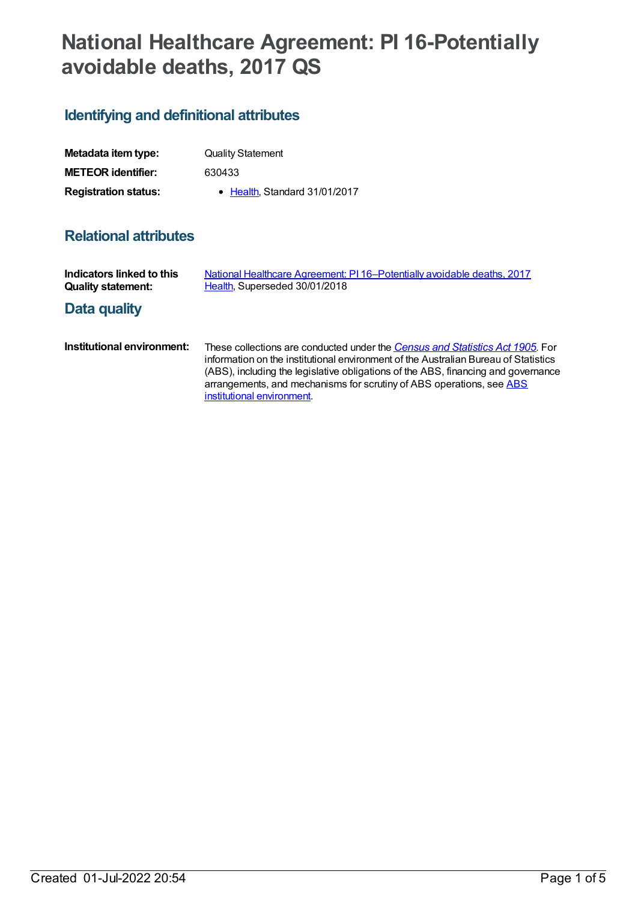# National Healthcare Agreement: PI 16-Potentially avoidable deaths, 2017 QS

## Identifying and definitional attributes

| | |
|---|---|
| **Metadata item type:** | Quality Statement |
| **METEOR identifier:** | 630433 |
| **Registration status:** | • Health, Standard 31/01/2017 |

## Relational attributes

| | |
|---|---|
| **Indicators linked to this Quality statement:** | National Healthcare Agreement: PI 16–Potentially avoidable deaths, 2017<br>Health, Superseded 30/01/2018 |

## Data quality

| | |
|---|---|
| **Institutional environment:** | These collections are conducted under the *Census and Statistics Act 1905*. For information on the institutional environment of the Australian Bureau of Statistics (ABS), including the legislative obligations of the ABS, financing and governance arrangements, and mechanisms for scrutiny of ABS operations, see ABS institutional environment. |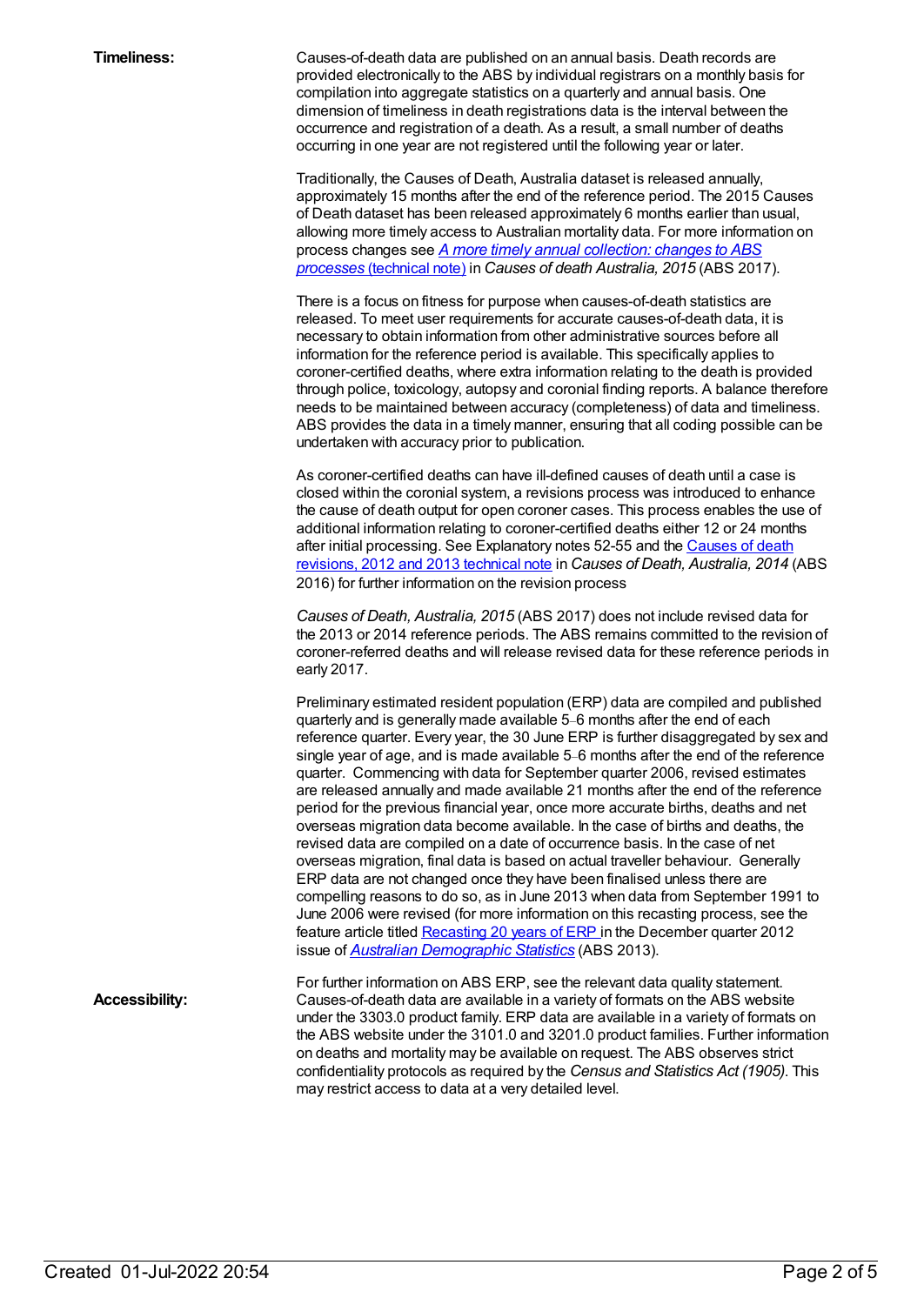**Timeliness:**

Causes-of-death data are published on an annual basis. Death records are provided electronically to the ABS by individual registrars on a monthly basis for compilation into aggregate statistics on a quarterly and annual basis. One dimension of timeliness in death registrations data is the interval between the occurrence and registration of a death. As a result, a small number of deaths occurring in one year are not registered until the following year or later.

Traditionally, the Causes of Death, Australia dataset is released annually, approximately 15 months after the end of the reference period. The 2015 Causes of Death dataset has been released approximately 6 months earlier than usual, allowing more timely access to Australian mortality data. For more information on process changes see *A more timely annual collection: changes to ABS processes* (technical note) in *Causes of death Australia, 2015* (ABS 2017).

There is a focus on fitness for purpose when causes-of-death statistics are released. To meet user requirements for accurate causes-of-death data, it is necessary to obtain information from other administrative sources before all information for the reference period is available. This specifically applies to coroner-certified deaths, where extra information relating to the death is provided through police, toxicology, autopsy and coronial finding reports. A balance therefore needs to be maintained between accuracy (completeness) of data and timeliness. ABS provides the data in a timely manner, ensuring that all coding possible can be undertaken with accuracy prior to publication.

As coroner-certified deaths can have ill-defined causes of death until a case is closed within the coronial system, a revisions process was introduced to enhance the cause of death output for open coroner cases. This process enables the use of additional information relating to coroner-certified deaths either 12 or 24 months after initial processing. See Explanatory notes 52-55 and the Causes of death revisions, 2012 and 2013 technical note in *Causes of Death, Australia, 2014* (ABS 2016) for further information on the revision process

*Causes of Death, Australia, 2015* (ABS 2017) does not include revised data for the 2013 or 2014 reference periods. The ABS remains committed to the revision of coroner-referred deaths and will release revised data for these reference periods in early 2017.

Preliminary estimated resident population (ERP) data are compiled and published quarterly and is generally made available 5–6 months after the end of each reference quarter. Every year, the 30 June ERP is further disaggregated by sex and single year of age, and is made available 5–6 months after the end of the reference quarter. Commencing with data for September quarter 2006, revised estimates are released annually and made available 21 months after the end of the reference period for the previous financial year, once more accurate births, deaths and net overseas migration data become available. In the case of births and deaths, the revised data are compiled on a date of occurrence basis. In the case of net overseas migration, final data is based on actual traveller behaviour. Generally ERP data are not changed once they have been finalised unless there are compelling reasons to do so, as in June 2013 when data from September 1991 to June 2006 were revised (for more information on this recasting process, see the feature article titled Recasting 20 years of ERP in the December quarter 2012 issue of *Australian Demographic Statistics* (ABS 2013).

For further information on ABS ERP, see the relevant data quality statement.

**Accessibility:**

Causes-of-death data are available in a variety of formats on the ABS website under the 3303.0 product family. ERP data are available in a variety of formats on the ABS website under the 3101.0 and 3201.0 product families. Further information on deaths and mortality may be available on request. The ABS observes strict confidentiality protocols as required by the *Census and Statistics Act (1905)*. This may restrict access to data at a very detailed level.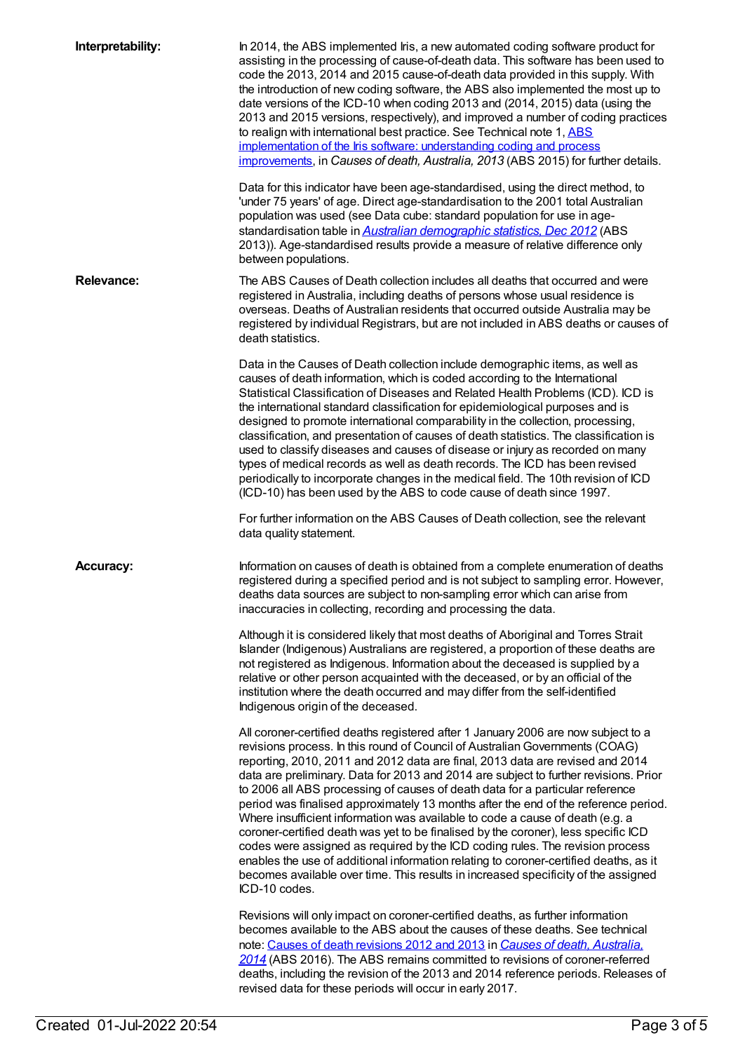**Interpretability:**

In 2014, the ABS implemented Iris, a new automated coding software product for assisting in the processing of cause-of-death data. This software has been used to code the 2013, 2014 and 2015 cause-of-death data provided in this supply. With the introduction of new coding software, the ABS also implemented the most up to date versions of the ICD-10 when coding 2013 and (2014, 2015) data (using the 2013 and 2015 versions, respectively), and improved a number of coding practices to realign with international best practice. See Technical note 1, [ABS implementation of the Iris software: understanding coding and process improvements](), in *Causes of death, Australia, 2013* (ABS 2015) for further details.

Data for this indicator have been age-standardised, using the direct method, to 'under 75 years' of age. Direct age-standardisation to the 2001 total Australian population was used (see Data cube: standard population for use in age-standardisation table in [*Australian demographic statistics, Dec 2012*]() (ABS 2013)). Age-standardised results provide a measure of relative difference only between populations.

**Relevance:**

The ABS Causes of Death collection includes all deaths that occurred and were registered in Australia, including deaths of persons whose usual residence is overseas. Deaths of Australian residents that occurred outside Australia may be registered by individual Registrars, but are not included in ABS deaths or causes of death statistics.

Data in the Causes of Death collection include demographic items, as well as causes of death information, which is coded according to the International Statistical Classification of Diseases and Related Health Problems (ICD). ICD is the international standard classification for epidemiological purposes and is designed to promote international comparability in the collection, processing, classification, and presentation of causes of death statistics. The classification is used to classify diseases and causes of disease or injury as recorded on many types of medical records as well as death records. The ICD has been revised periodically to incorporate changes in the medical field. The 10th revision of ICD (ICD-10) has been used by the ABS to code cause of death since 1997.

For further information on the ABS Causes of Death collection, see the relevant data quality statement.

**Accuracy:**

Information on causes of death is obtained from a complete enumeration of deaths registered during a specified period and is not subject to sampling error. However, deaths data sources are subject to non-sampling error which can arise from inaccuracies in collecting, recording and processing the data.

Although it is considered likely that most deaths of Aboriginal and Torres Strait Islander (Indigenous) Australians are registered, a proportion of these deaths are not registered as Indigenous. Information about the deceased is supplied by a relative or other person acquainted with the deceased, or by an official of the institution where the death occurred and may differ from the self-identified Indigenous origin of the deceased.

All coroner-certified deaths registered after 1 January 2006 are now subject to a revisions process. In this round of Council of Australian Governments (COAG) reporting, 2010, 2011 and 2012 data are final, 2013 data are revised and 2014 data are preliminary. Data for 2013 and 2014 are subject to further revisions. Prior to 2006 all ABS processing of causes of death data for a particular reference period was finalised approximately 13 months after the end of the reference period. Where insufficient information was available to code a cause of death (e.g. a coroner-certified death was yet to be finalised by the coroner), less specific ICD codes were assigned as required by the ICD coding rules. The revision process enables the use of additional information relating to coroner-certified deaths, as it becomes available over time. This results in increased specificity of the assigned ICD-10 codes.

Revisions will only impact on coroner-certified deaths, as further information becomes available to the ABS about the causes of these deaths. See technical note: [Causes of death revisions 2012 and 2013]() in [*Causes of death, Australia, 2014*]() (ABS 2016). The ABS remains committed to revisions of coroner-referred deaths, including the revision of the 2013 and 2014 reference periods. Releases of revised data for these periods will occur in early 2017.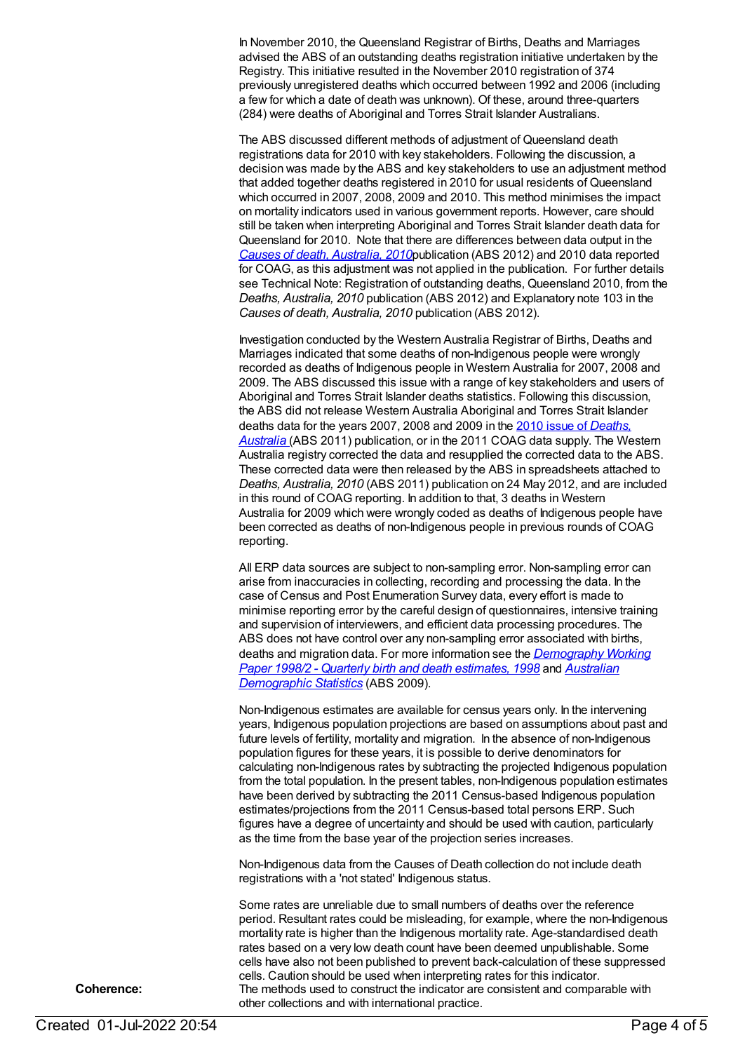In November 2010, the Queensland Registrar of Births, Deaths and Marriages advised the ABS of an outstanding deaths registration initiative undertaken by the Registry. This initiative resulted in the November 2010 registration of 374 previously unregistered deaths which occurred between 1992 and 2006 (including a few for which a date of death was unknown). Of these, around three-quarters (284) were deaths of Aboriginal and Torres Strait Islander Australians.

The ABS discussed different methods of adjustment of Queensland death registrations data for 2010 with key stakeholders. Following the discussion, a decision was made by the ABS and key stakeholders to use an adjustment method that added together deaths registered in 2010 for usual residents of Queensland which occurred in 2007, 2008, 2009 and 2010. This method minimises the impact on mortality indicators used in various government reports. However, care should still be taken when interpreting Aboriginal and Torres Strait Islander death data for Queensland for 2010. Note that there are differences between data output in the [*Causes of death, Australia, 2010*]publication (ABS 2012) and 2010 data reported for COAG, as this adjustment was not applied in the publication. For further details see Technical Note: Registration of outstanding deaths, Queensland 2010, from the *Deaths, Australia, 2010* publication (ABS 2012) and Explanatory note 103 in the *Causes of death, Australia, 2010* publication (ABS 2012).

Investigation conducted by the Western Australia Registrar of Births, Deaths and Marriages indicated that some deaths of non-Indigenous people were wrongly recorded as deaths of Indigenous people in Western Australia for 2007, 2008 and 2009. The ABS discussed this issue with a range of key stakeholders and users of Aboriginal and Torres Strait Islander deaths statistics. Following this discussion, the ABS did not release Western Australia Aboriginal and Torres Strait Islander deaths data for the years 2007, 2008 and 2009 in the [2010 issue of *Deaths, Australia*] (ABS 2011) publication, or in the 2011 COAG data supply. The Western Australia registry corrected the data and resupplied the corrected data to the ABS. These corrected data were then released by the ABS in spreadsheets attached to *Deaths, Australia, 2010* (ABS 2011) publication on 24 May 2012, and are included in this round of COAG reporting. In addition to that, 3 deaths in Western Australia for 2009 which were wrongly coded as deaths of Indigenous people have been corrected as deaths of non-Indigenous people in previous rounds of COAG reporting.

All ERP data sources are subject to non-sampling error. Non-sampling error can arise from inaccuracies in collecting, recording and processing the data. In the case of Census and Post Enumeration Survey data, every effort is made to minimise reporting error by the careful design of questionnaires, intensive training and supervision of interviewers, and efficient data processing procedures. The ABS does not have control over any non-sampling error associated with births, deaths and migration data. For more information see the [*Demography Working Paper 1998/2 - Quarterly birth and death estimates, 1998*] and [*Australian Demographic Statistics*] (ABS 2009).

Non-Indigenous estimates are available for census years only. In the intervening years, Indigenous population projections are based on assumptions about past and future levels of fertility, mortality and migration. In the absence of non-Indigenous population figures for these years, it is possible to derive denominators for calculating non-Indigenous rates by subtracting the projected Indigenous population from the total population. In the present tables, non-Indigenous population estimates have been derived by subtracting the 2011 Census-based Indigenous population estimates/projections from the 2011 Census-based total persons ERP. Such figures have a degree of uncertainty and should be used with caution, particularly as the time from the base year of the projection series increases.

Non-Indigenous data from the Causes of Death collection do not include death registrations with a 'not stated' Indigenous status.

Some rates are unreliable due to small numbers of deaths over the reference period. Resultant rates could be misleading, for example, where the non-Indigenous mortality rate is higher than the Indigenous mortality rate. Age-standardised death rates based on a very low death count have been deemed unpublishable. Some cells have also not been published to prevent back-calculation of these suppressed cells. Caution should be used when interpreting rates for this indicator.

**Coherence:** The methods used to construct the indicator are consistent and comparable with other collections and with international practice.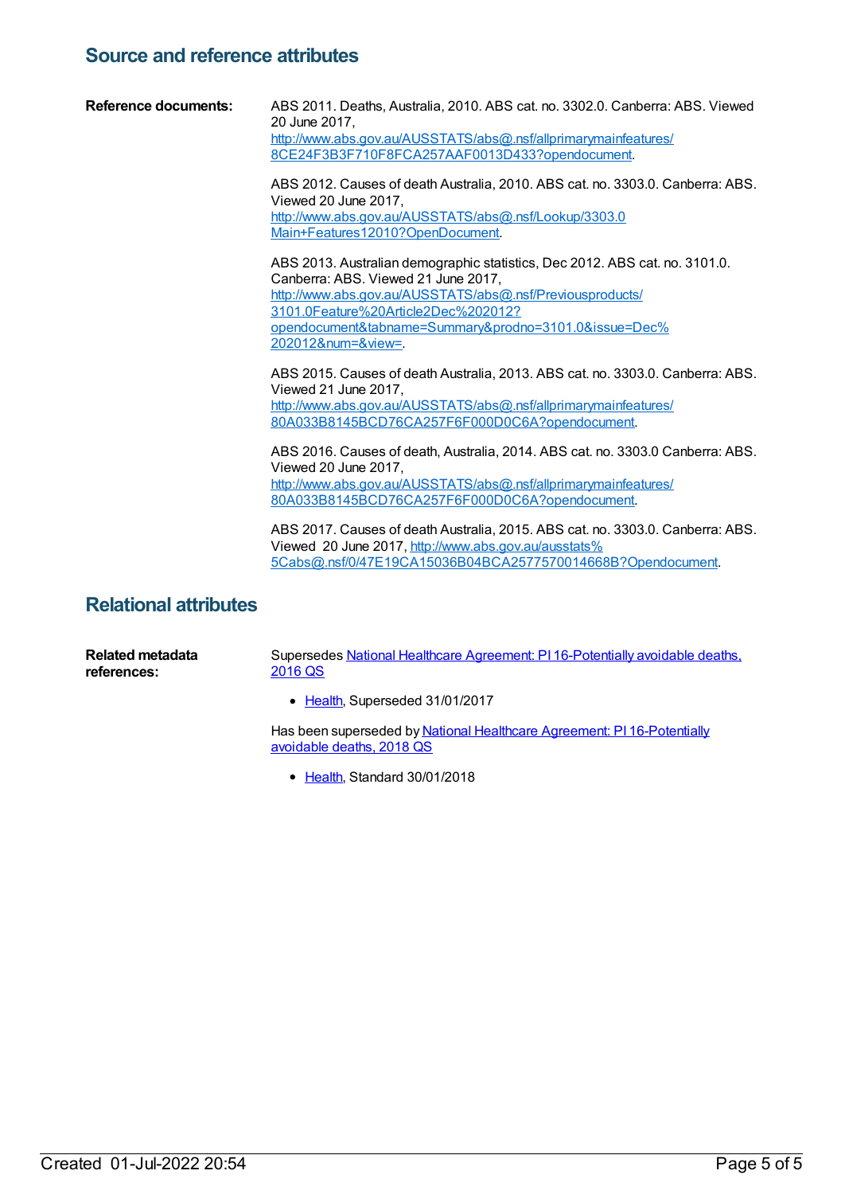## Source and reference attributes

**Reference documents:**

ABS 2011. Deaths, Australia, 2010. ABS cat. no. 3302.0. Canberra: ABS. Viewed 20 June 2017, http://www.abs.gov.au/AUSSTATS/abs@.nsf/allprimarymainfeatures/8CE24F3B3F710F8FCA257AAF0013D433?opendocument.

ABS 2012. Causes of death Australia, 2010. ABS cat. no. 3303.0. Canberra: ABS. Viewed 20 June 2017, http://www.abs.gov.au/AUSSTATS/abs@.nsf/Lookup/3303.0Main+Features12010?OpenDocument.

ABS 2013. Australian demographic statistics, Dec 2012. ABS cat. no. 3101.0. Canberra: ABS. Viewed 21 June 2017, http://www.abs.gov.au/AUSSTATS/abs@.nsf/Previousproducts/3101.0Feature%20Article2Dec%202012?opendocument&tabname=Summary&prodno=3101.0&issue=Dec%202012&num=&view=.

ABS 2015. Causes of death Australia, 2013. ABS cat. no. 3303.0. Canberra: ABS. Viewed 21 June 2017, http://www.abs.gov.au/AUSSTATS/abs@.nsf/allprimarymainfeatures/80A033B8145BCD76CA257F6F000D0C6A?opendocument.

ABS 2016. Causes of death, Australia, 2014. ABS cat. no. 3303.0 Canberra: ABS. Viewed 20 June 2017, http://www.abs.gov.au/AUSSTATS/abs@.nsf/allprimarymainfeatures/80A033B8145BCD76CA257F6F000D0C6A?opendocument.

ABS 2017. Causes of death Australia, 2015. ABS cat. no. 3303.0. Canberra: ABS. Viewed 20 June 2017, http://www.abs.gov.au/ausstats%5Cabs@.nsf/0/47E19CA15036B04BCA2577570014668B?Opendocument.

## Relational attributes

**Related metadata references:**

Supersedes National Healthcare Agreement: PI 16-Potentially avoidable deaths, 2016 QS

- Health, Superseded 31/01/2017

Has been superseded by National Healthcare Agreement: PI 16-Potentially avoidable deaths, 2018 QS

- Health, Standard 30/01/2018